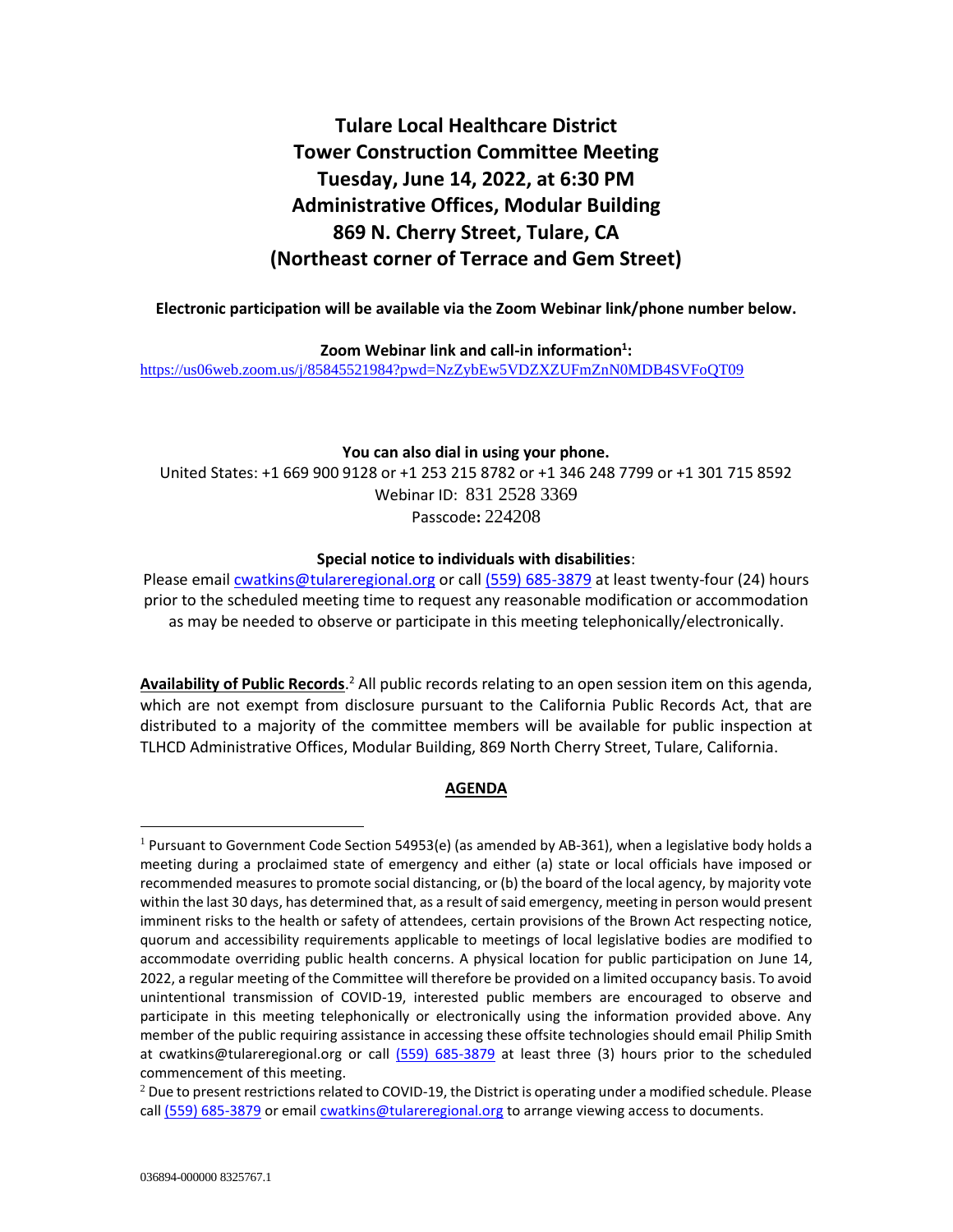# Tulare Local Healthcare District
# Tower Construction Committee Meeting
# Tuesday, June 14, 2022, at 6:30 PM
# Administrative Offices, Modular Building
# 869 N. Cherry Street, Tulare, CA
# (Northeast corner of Terrace and Gem Street)

**Electronic participation will be available via the Zoom Webinar link/phone number below.**

**Zoom Webinar link and call-in information[1]:**
https://us06web.zoom.us/j/85845521984?pwd=NzZybEw5VDZXZUFmZnN0MDB4SVFoQT09

**You can also dial in using your phone.**
United States: +1 669 900 9128 or +1 253 215 8782 or +1 346 248 7799 or +1 301 715 8592
Webinar ID: 831 2528 3369
Passcode**:** 224208

**Special notice to individuals with disabilities**:
Please email cwatkins@tulareregional.org or call (559) 685-3879 at least twenty-four (24) hours prior to the scheduled meeting time to request any reasonable modification or accommodation as may be needed to observe or participate in this meeting telephonically/electronically.

**Availability of Public Records**.[2] All public records relating to an open session item on this agenda, which are not exempt from disclosure pursuant to the California Public Records Act, that are distributed to a majority of the committee members will be available for public inspection at TLHCD Administrative Offices, Modular Building, 869 North Cherry Street, Tulare, California.

## AGENDA

---

[1] Pursuant to Government Code Section 54953(e) (as amended by AB-361), when a legislative body holds a meeting during a proclaimed state of emergency and either (a) state or local officials have imposed or recommended measures to promote social distancing, or (b) the board of the local agency, by majority vote within the last 30 days, has determined that, as a result of said emergency, meeting in person would present imminent risks to the health or safety of attendees, certain provisions of the Brown Act respecting notice, quorum and accessibility requirements applicable to meetings of local legislative bodies are modified to accommodate overriding public health concerns. A physical location for public participation on June 14, 2022, a regular meeting of the Committee will therefore be provided on a limited occupancy basis. To avoid unintentional transmission of COVID-19, interested public members are encouraged to observe and participate in this meeting telephonically or electronically using the information provided above. Any member of the public requiring assistance in accessing these offsite technologies should email Philip Smith at cwatkins@tulareregional.org or call (559) 685-3879 at least three (3) hours prior to the scheduled commencement of this meeting.

[2] Due to present restrictions related to COVID-19, the District is operating under a modified schedule. Please call (559) 685-3879 or email cwatkins@tulareregional.org to arrange viewing access to documents.

036894-000000 8325767.1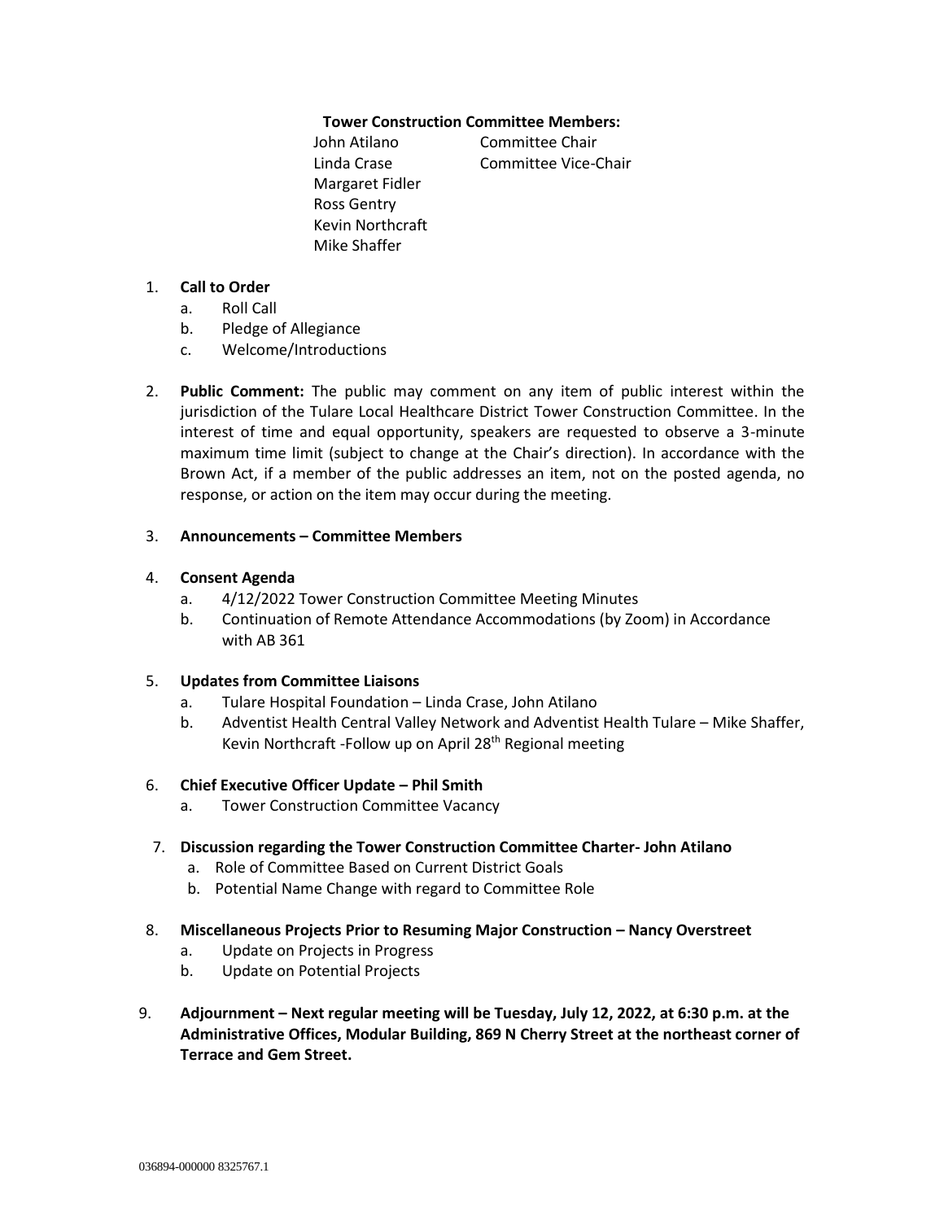**Tower Construction Committee Members:**

| | |
|---|---|
| John Atilano | Committee Chair |
| Linda Crase | Committee Vice-Chair |
| Margaret Fidler | |
| Ross Gentry | |
| Kevin Northcraft | |
| Mike Shaffer | |

1. **Call to Order**
   a. Roll Call
   b. Pledge of Allegiance
   c. Welcome/Introductions

2. **Public Comment:** The public may comment on any item of public interest within the jurisdiction of the Tulare Local Healthcare District Tower Construction Committee. In the interest of time and equal opportunity, speakers are requested to observe a 3-minute maximum time limit (subject to change at the Chair's direction). In accordance with the Brown Act, if a member of the public addresses an item, not on the posted agenda, no response, or action on the item may occur during the meeting.

3. **Announcements – Committee Members**

4. **Consent Agenda**
   a. 4/12/2022 Tower Construction Committee Meeting Minutes
   b. Continuation of Remote Attendance Accommodations (by Zoom) in Accordance with AB 361

5. **Updates from Committee Liaisons**
   a. Tulare Hospital Foundation – Linda Crase, John Atilano
   b. Adventist Health Central Valley Network and Adventist Health Tulare – Mike Shaffer, Kevin Northcraft -Follow up on April 28th Regional meeting

6. **Chief Executive Officer Update – Phil Smith**
   a. Tower Construction Committee Vacancy

7. **Discussion regarding the Tower Construction Committee Charter- John Atilano**
   a. Role of Committee Based on Current District Goals
   b. Potential Name Change with regard to Committee Role

8. **Miscellaneous Projects Prior to Resuming Major Construction – Nancy Overstreet**
   a. Update on Projects in Progress
   b. Update on Potential Projects

9. **Adjournment – Next regular meeting will be Tuesday, July 12, 2022, at 6:30 p.m. at the Administrative Offices, Modular Building, 869 N Cherry Street at the northeast corner of Terrace and Gem Street.**

036894-000000 8325767.1